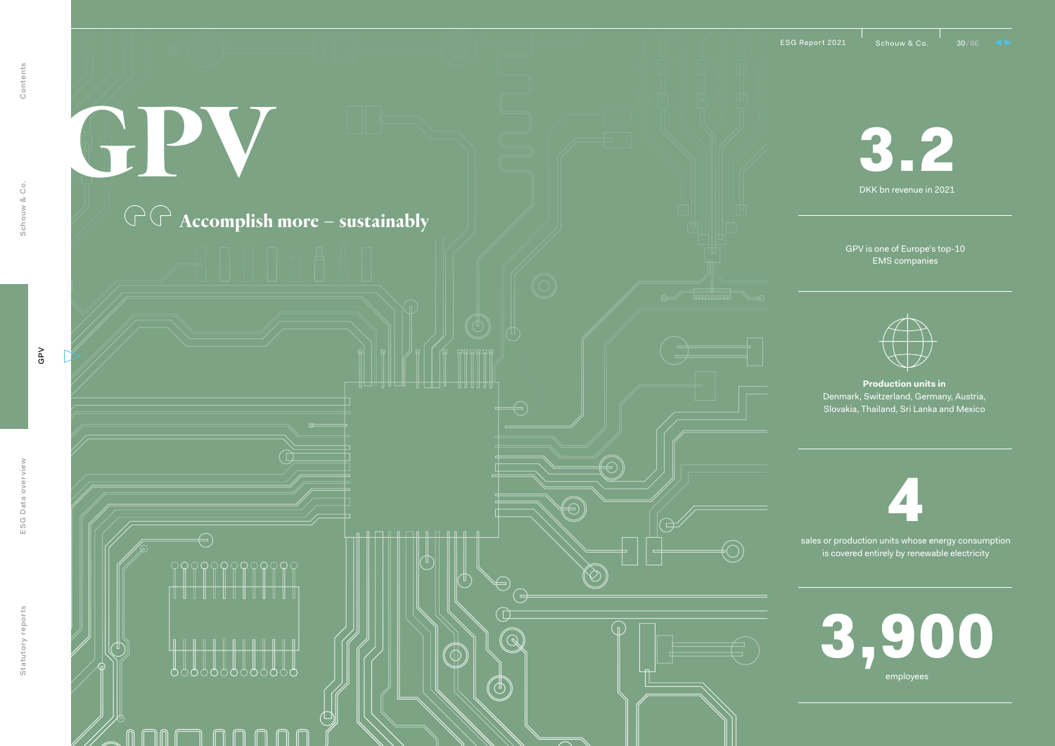# GPV

## Accomplish more – sustainably

**3.2**

DKK bn revenue in 2021

GPV is one of Europe's top-10 EMS companies

**Production units in**
Denmark, Switzerland, Germany, Austria, Slovakia, Thailand, Sri Lanka and Mexico

**4**

sales or production units whose energy consumption is covered entirely by renewable electricity

**3,900**

employees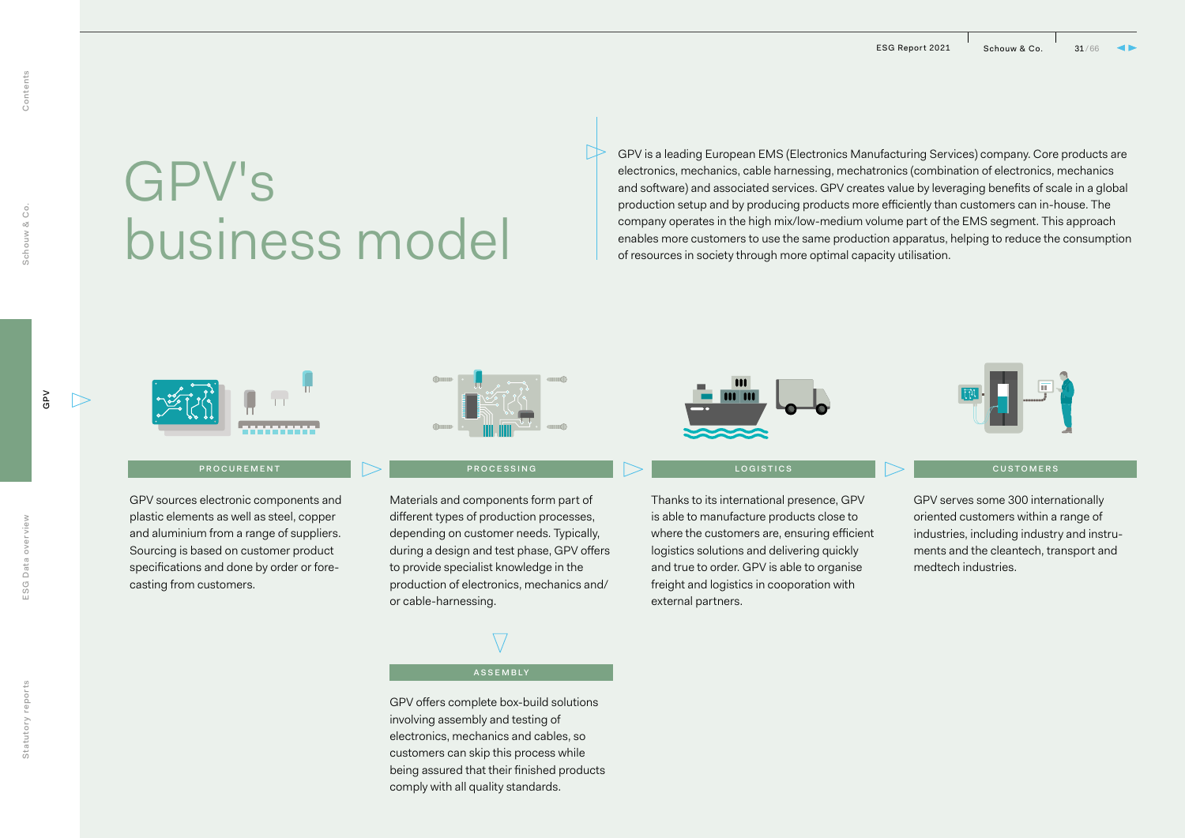# GPV's business model

GPV is a leading European EMS (Electronics Manufacturing Services) company. Core products are electronics, mechanics, cable harnessing, mechatronics (combination of electronics, mechanics and software) and associated services. GPV creates value by leveraging benefits of scale in a global production setup and by producing products more efficiently than customers can in-house. The company operates in the high mix/low-medium volume part of the EMS segment. This approach enables more customers to use the same production apparatus, helping to reduce the consumption of resources in society through more optimal capacity utilisation.

### PROCUREMENT

GPV sources electronic components and plastic elements as well as steel, copper and aluminium from a range of suppliers. Sourcing is based on customer product specifications and done by order or forecasting from customers.

### PROCESSING

Materials and components form part of different types of production processes, depending on customer needs. Typically, during a design and test phase, GPV offers to provide specialist knowledge in the production of electronics, mechanics and/or cable-harnessing.

### ASSEMBLY

GPV offers complete box-build solutions involving assembly and testing of electronics, mechanics and cables, so customers can skip this process while being assured that their finished products comply with all quality standards.

### LOGISTICS

Thanks to its international presence, GPV is able to manufacture products close to where the customers are, ensuring efficient logistics solutions and delivering quickly and true to order. GPV is able to organise freight and logistics in cooperation with external partners.

### CUSTOMERS

GPV serves some 300 internationally oriented customers within a range of industries, including industry and instruments and the cleantech, transport and medtech industries.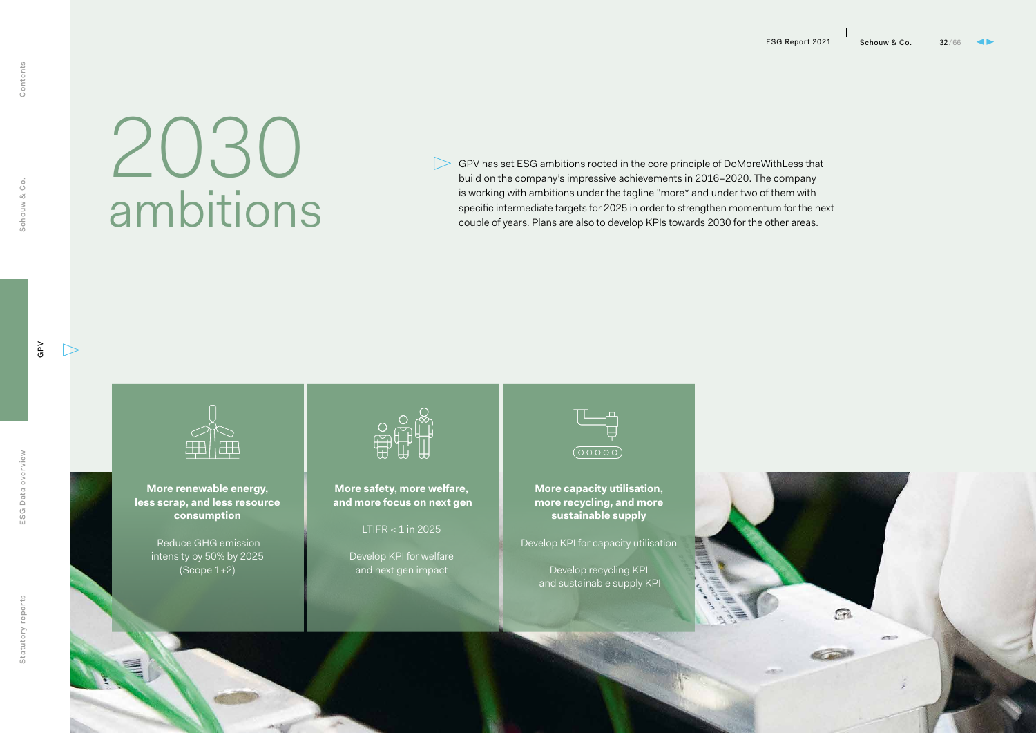# 2030 ambitions

GPV has set ESG ambitions rooted in the core principle of DoMoreWithLess that build on the company's impressive achievements in 2016–2020. The company is working with ambitions under the tagline "more* and under two of them with specific intermediate targets for 2025 in order to strengthen momentum for the next couple of years. Plans are also to develop KPIs towards 2030 for the other areas.

**More renewable energy, less scrap, and less resource consumption**

Reduce GHG emission intensity by 50% by 2025 (Scope 1+2)

**More safety, more welfare, and more focus on next gen**

LTIFR < 1 in 2025

Develop KPI for welfare and next gen impact

**More capacity utilisation, more recycling, and more sustainable supply**

Develop KPI for capacity utilisation

Develop recycling KPI and sustainable supply KPI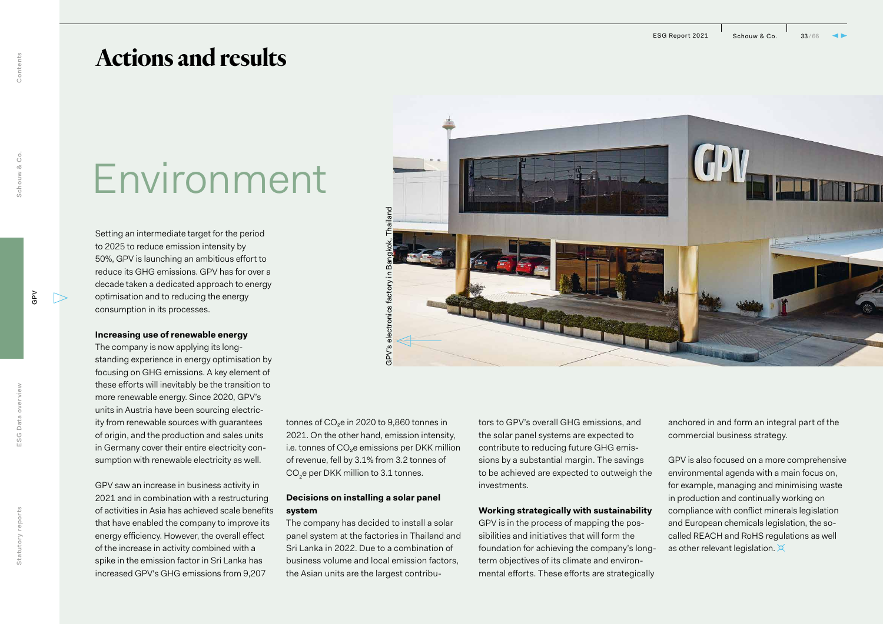# Actions and results

## Environment

Setting an intermediate target for the period to 2025 to reduce emission intensity by 50%, GPV is launching an ambitious effort to reduce its GHG emissions. GPV has for over a decade taken a dedicated approach to energy optimisation and to reducing the energy consumption in its processes.

GPV's electronics factory in Bangkok, Thailand

**Increasing use of renewable energy**

The company is now applying its long-standing experience in energy optimisation by focusing on GHG emissions. A key element of these efforts will inevitably be the transition to more renewable energy. Since 2020, GPV's units in Austria have been sourcing electricity from renewable sources with guarantees of origin, and the production and sales units in Germany cover their entire electricity consumption with renewable electricity as well.

GPV saw an increase in business activity in 2021 and in combination with a restructuring of activities in Asia has achieved scale benefits that have enabled the company to improve its energy efficiency. However, the overall effect of the increase in activity combined with a spike in the emission factor in Sri Lanka has increased GPV's GHG emissions from 9,207 tonnes of $CO_2e$ in 2020 to 9,860 tonnes in 2021. On the other hand, emission intensity, i.e. tonnes of $CO_2e$ emissions per DKK million of revenue, fell by 3.1% from 3.2 tonnes of $CO_2e$ per DKK million to 3.1 tonnes.

**Decisions on installing a solar panel system**

The company has decided to install a solar panel system at the factories in Thailand and Sri Lanka in 2022. Due to a combination of business volume and local emission factors, the Asian units are the largest contributors to GPV's overall GHG emissions, and the solar panel systems are expected to contribute to reducing future GHG emissions by a substantial margin. The savings to be achieved are expected to outweigh the investments.

**Working strategically with sustainability**

GPV is in the process of mapping the possibilities and initiatives that will form the foundation for achieving the company's long-term objectives of its climate and environmental efforts. These efforts are strategically anchored in and form an integral part of the commercial business strategy.

GPV is also focused on a more comprehensive environmental agenda with a main focus on, for example, managing and minimising waste in production and continually working on compliance with conflict minerals legislation and European chemicals legislation, the so-called REACH and RoHS regulations as well as other relevant legislation.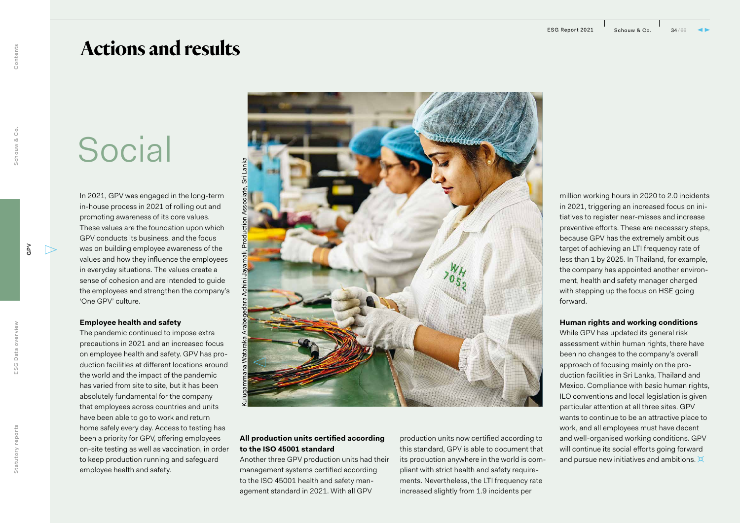# Actions and results

## Social

In 2021, GPV was engaged in the long-term in-house process in 2021 of rolling out and promoting awareness of its core values. These values are the foundation upon which GPV conducts its business, and the focus was on building employee awareness of the values and how they influence the employees in everyday situations. The values create a sense of cohesion and are intended to guide the employees and strengthen the company's 'One GPV' culture.

**Employee health and safety**

The pandemic continued to impose extra precautions in 2021 and an increased focus on employee health and safety. GPV has production facilities at different locations around the world and the impact of the pandemic has varied from site to site, but it has been absolutely fundamental for the company that employees across countries and units have been able to go to work and return home safely every day. Access to testing has been a priority for GPV, offering employees on-site testing as well as vaccination, in order to keep production running and safeguard employee health and safety.

Kulugammana Wataraka Arabegedara Achini Jayamali, Production Associate, Sri Lanka

**All production units certified according to the ISO 45001 standard**

Another three GPV production units had their management systems certified according to the ISO 45001 health and safety management standard in 2021. With all GPV production units now certified according to this standard, GPV is able to document that its production anywhere in the world is compliant with strict health and safety requirements. Nevertheless, the LTI frequency rate increased slightly from 1.9 incidents per million working hours in 2020 to 2.0 incidents in 2021, triggering an increased focus on initiatives to register near-misses and increase preventive efforts. These are necessary steps, because GPV has the extremely ambitious target of achieving an LTI frequency rate of less than 1 by 2025. In Thailand, for example, the company has appointed another environment, health and safety manager charged with stepping up the focus on HSE going forward.

**Human rights and working conditions**

While GPV has updated its general risk assessment within human rights, there have been no changes to the company's overall approach of focusing mainly on the production facilities in Sri Lanka, Thailand and Mexico. Compliance with basic human rights, ILO conventions and local legislation is given particular attention at all three sites. GPV wants to continue to be an attractive place to work, and all employees must have decent and well-organised working conditions. GPV will continue its social efforts going forward and pursue new initiatives and ambitions.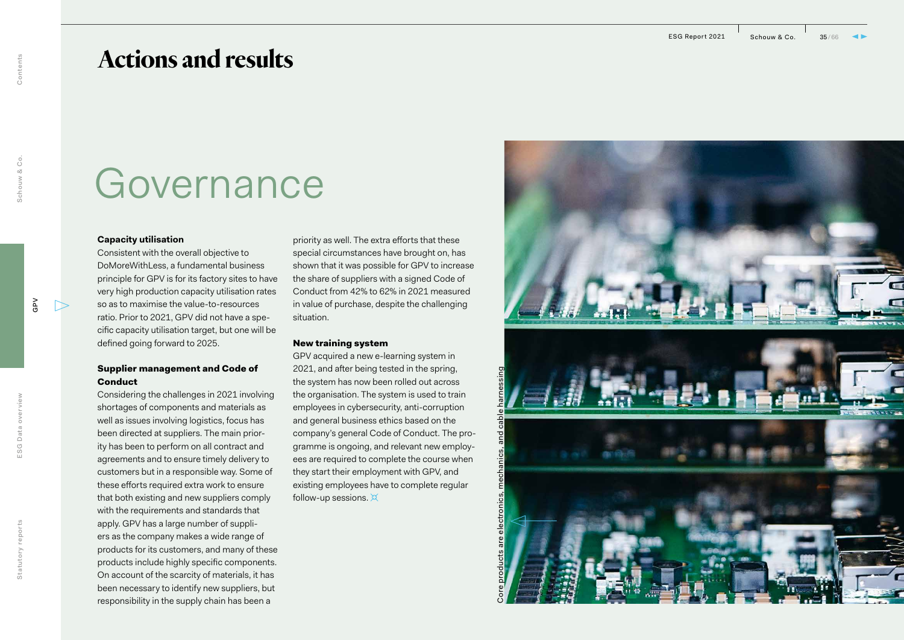# Actions and results

## Governance

### Capacity utilisation

Consistent with the overall objective to DoMoreWithLess, a fundamental business principle for GPV is for its factory sites to have very high production capacity utilisation rates so as to maximise the value-to-resources ratio. Prior to 2021, GPV did not have a specific capacity utilisation target, but one will be defined going forward to 2025.

### Supplier management and Code of Conduct

Considering the challenges in 2021 involving shortages of components and materials as well as issues involving logistics, focus has been directed at suppliers. The main priority has been to perform on all contract and agreements and to ensure timely delivery to customers but in a responsible way. Some of these efforts required extra work to ensure that both existing and new suppliers comply with the requirements and standards that apply. GPV has a large number of suppliers as the company makes a wide range of products for its customers, and many of these products include highly specific components. On account of the scarcity of materials, it has been necessary to identify new suppliers, but responsibility in the supply chain has been a priority as well. The extra efforts that these special circumstances have brought on, has shown that it was possible for GPV to increase the share of suppliers with a signed Code of Conduct from 42% to 62% in 2021 measured in value of purchase, despite the challenging situation.

### New training system

GPV acquired a new e-learning system in 2021, and after being tested in the spring, the system has now been rolled out across the organisation. The system is used to train employees in cybersecurity, anti-corruption and general business ethics based on the company's general Code of Conduct. The programme is ongoing, and relevant new employees are required to complete the course when they start their employment with GPV, and existing employees have to complete regular follow-up sessions.

Core products are electronics, mechanics, and cable harnessing